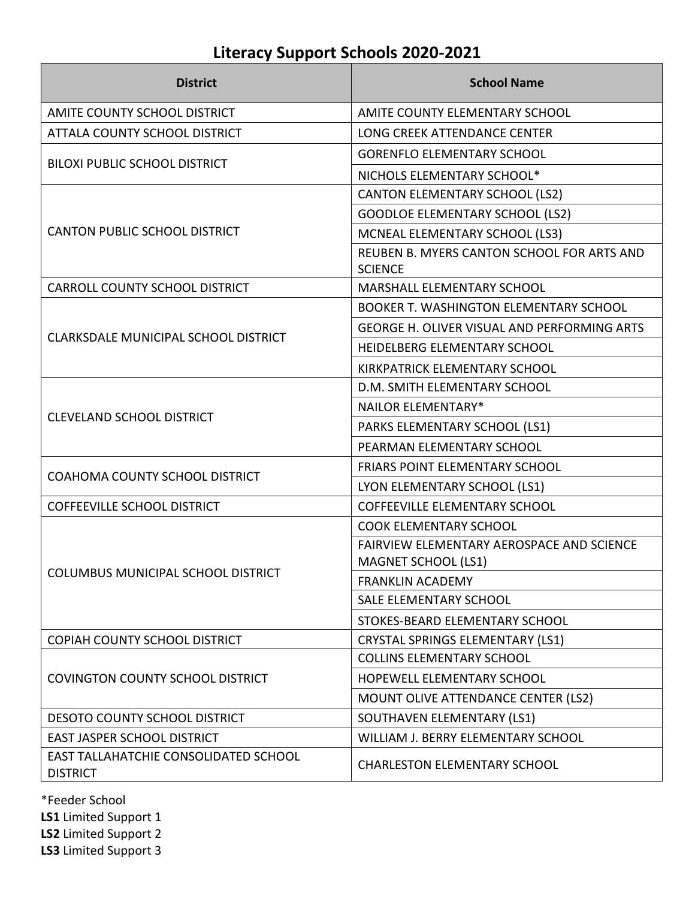# Literacy Support Schools 2020-2021

| District | School Name |
|---|---|
| AMITE COUNTY SCHOOL DISTRICT | AMITE COUNTY ELEMENTARY SCHOOL |
| ATTALA COUNTY SCHOOL DISTRICT | LONG CREEK ATTENDANCE CENTER |
| BILOXI PUBLIC SCHOOL DISTRICT | GORENFLO ELEMENTARY SCHOOL |
| | NICHOLS ELEMENTARY SCHOOL* |
| CANTON PUBLIC SCHOOL DISTRICT | CANTON ELEMENTARY SCHOOL (LS2) |
| | GOODLOE ELEMENTARY SCHOOL (LS2) |
| | MCNEAL ELEMENTARY SCHOOL (LS3) |
| | REUBEN B. MYERS CANTON SCHOOL FOR ARTS AND SCIENCE |
| CARROLL COUNTY SCHOOL DISTRICT | MARSHALL ELEMENTARY SCHOOL |
| CLARKSDALE MUNICIPAL SCHOOL DISTRICT | BOOKER T. WASHINGTON ELEMENTARY SCHOOL |
| | GEORGE H. OLIVER VISUAL AND PERFORMING ARTS |
| | HEIDELBERG ELEMENTARY SCHOOL |
| | KIRKPATRICK ELEMENTARY SCHOOL |
| CLEVELAND SCHOOL DISTRICT | D.M. SMITH ELEMENTARY SCHOOL |
| | NAILOR ELEMENTARY* |
| | PARKS ELEMENTARY SCHOOL (LS1) |
| | PEARMAN ELEMENTARY SCHOOL |
| COAHOMA COUNTY SCHOOL DISTRICT | FRIARS POINT ELEMENTARY SCHOOL |
| | LYON ELEMENTARY SCHOOL (LS1) |
| COFFEEVILLE SCHOOL DISTRICT | COFFEEVILLE ELEMENTARY SCHOOL |
| COLUMBUS MUNICIPAL SCHOOL DISTRICT | COOK ELEMENTARY SCHOOL |
| | FAIRVIEW ELEMENTARY AEROSPACE AND SCIENCE MAGNET SCHOOL (LS1) |
| | FRANKLIN ACADEMY |
| | SALE ELEMENTARY SCHOOL |
| | STOKES-BEARD ELEMENTARY SCHOOL |
| COPIAH COUNTY SCHOOL DISTRICT | CRYSTAL SPRINGS ELEMENTARY (LS1) |
| COVINGTON COUNTY SCHOOL DISTRICT | COLLINS ELEMENTARY SCHOOL |
| | HOPEWELL ELEMENTARY SCHOOL |
| | MOUNT OLIVE ATTENDANCE CENTER (LS2) |
| DESOTO COUNTY SCHOOL DISTRICT | SOUTHAVEN ELEMENTARY (LS1) |
| EAST JASPER SCHOOL DISTRICT | WILLIAM J. BERRY ELEMENTARY SCHOOL |
| EAST TALLAHATCHIE CONSOLIDATED SCHOOL DISTRICT | CHARLESTON ELEMENTARY SCHOOL |

*Feeder School

**LS1** Limited Support 1

**LS2** Limited Support 2

**LS3** Limited Support 3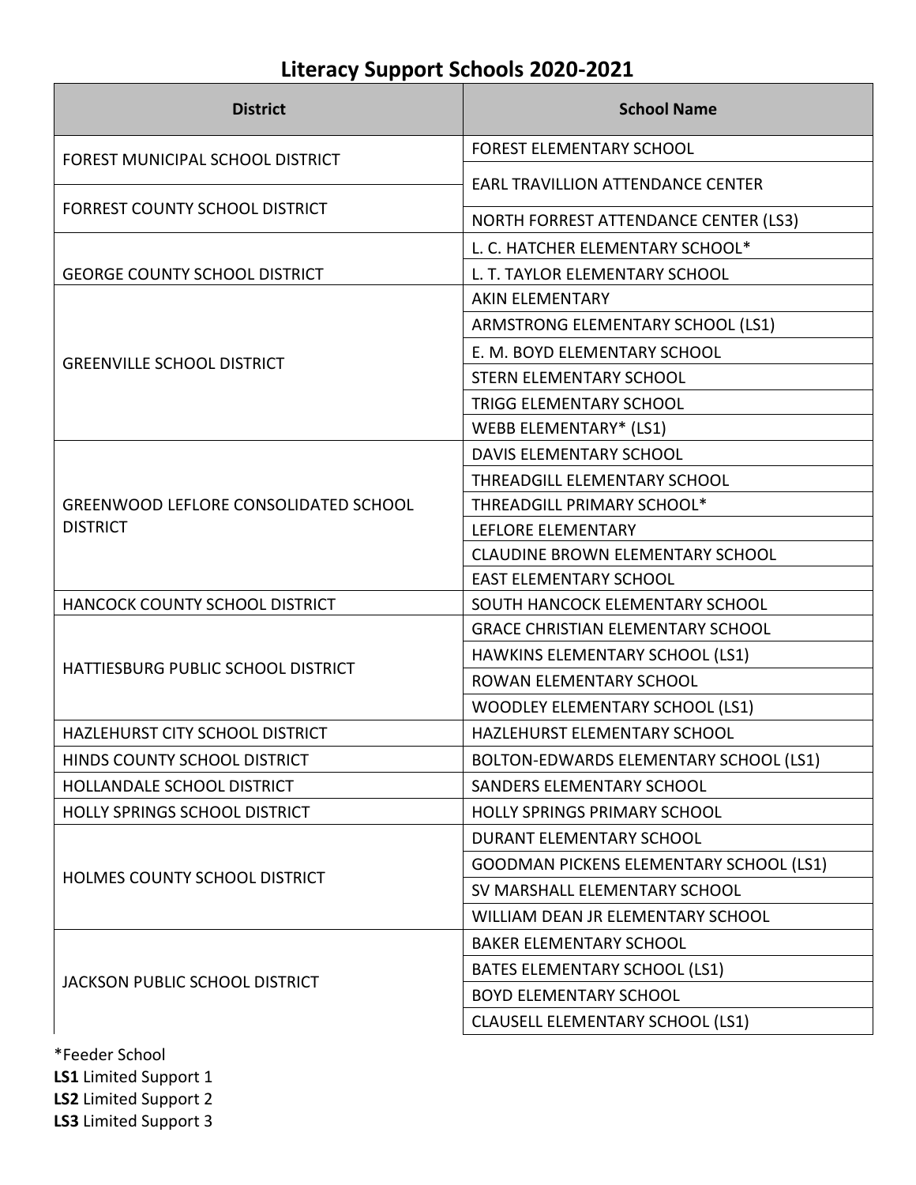## Literacy Support Schools 2020-2021

| District | School Name |
|---|---|
| FOREST MUNICIPAL SCHOOL DISTRICT | FOREST ELEMENTARY SCHOOL |
| FORREST COUNTY SCHOOL DISTRICT | EARL TRAVILLION ATTENDANCE CENTER |
| | NORTH FORREST ATTENDANCE CENTER (LS3) |
| GEORGE COUNTY SCHOOL DISTRICT | L. C. HATCHER ELEMENTARY SCHOOL* |
| | L. T. TAYLOR ELEMENTARY SCHOOL |
| GREENVILLE SCHOOL DISTRICT | AKIN ELEMENTARY |
| | ARMSTRONG ELEMENTARY SCHOOL (LS1) |
| | E. M. BOYD ELEMENTARY SCHOOL |
| | STERN ELEMENTARY SCHOOL |
| | TRIGG ELEMENTARY SCHOOL |
| | WEBB ELEMENTARY* (LS1) |
| GREENWOOD LEFLORE CONSOLIDATED SCHOOL DISTRICT | DAVIS ELEMENTARY SCHOOL |
| | THREADGILL ELEMENTARY SCHOOL |
| | THREADGILL PRIMARY SCHOOL* |
| | LEFLORE ELEMENTARY |
| | CLAUDINE BROWN ELEMENTARY SCHOOL |
| | EAST ELEMENTARY SCHOOL |
| HANCOCK COUNTY SCHOOL DISTRICT | SOUTH HANCOCK ELEMENTARY SCHOOL |
| HATTIESBURG PUBLIC SCHOOL DISTRICT | GRACE CHRISTIAN ELEMENTARY SCHOOL |
| | HAWKINS ELEMENTARY SCHOOL (LS1) |
| | ROWAN ELEMENTARY SCHOOL |
| | WOODLEY ELEMENTARY SCHOOL (LS1) |
| HAZLEHURST CITY SCHOOL DISTRICT | HAZLEHURST ELEMENTARY SCHOOL |
| HINDS COUNTY SCHOOL DISTRICT | BOLTON-EDWARDS ELEMENTARY SCHOOL (LS1) |
| HOLLANDALE SCHOOL DISTRICT | SANDERS ELEMENTARY SCHOOL |
| HOLLY SPRINGS SCHOOL DISTRICT | HOLLY SPRINGS PRIMARY SCHOOL |
| HOLMES COUNTY SCHOOL DISTRICT | DURANT ELEMENTARY SCHOOL |
| | GOODMAN PICKENS ELEMENTARY SCHOOL (LS1) |
| | SV MARSHALL ELEMENTARY SCHOOL |
| | WILLIAM DEAN JR ELEMENTARY SCHOOL |
| JACKSON PUBLIC SCHOOL DISTRICT | BAKER ELEMENTARY SCHOOL |
| | BATES ELEMENTARY SCHOOL (LS1) |
| | BOYD ELEMENTARY SCHOOL |
| | CLAUSELL ELEMENTARY SCHOOL (LS1) |

*Feeder School
**LS1** Limited Support 1
**LS2** Limited Support 2
**LS3** Limited Support 3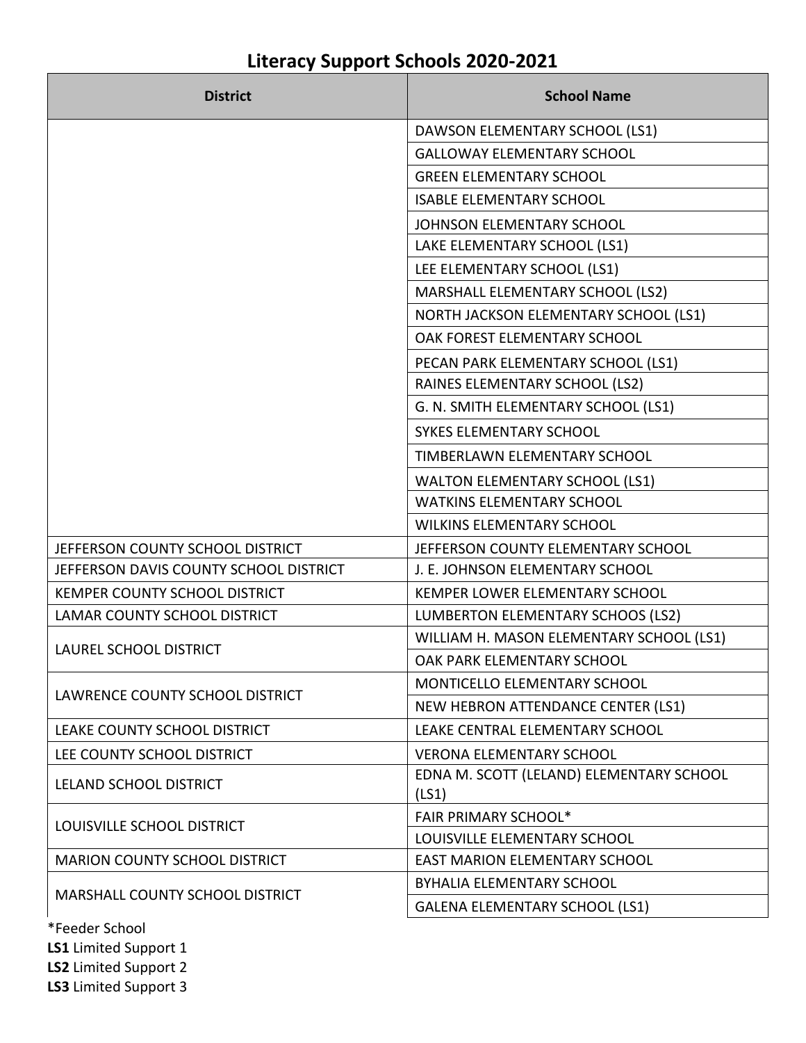# Literacy Support Schools 2020-2021

| District | School Name |
|---|---|
| | DAWSON ELEMENTARY SCHOOL (LS1) |
| | GALLOWAY ELEMENTARY SCHOOL |
| | GREEN ELEMENTARY SCHOOL |
| | ISABLE ELEMENTARY SCHOOL |
| | JOHNSON ELEMENTARY SCHOOL |
| | LAKE ELEMENTARY SCHOOL (LS1) |
| | LEE ELEMENTARY SCHOOL (LS1) |
| | MARSHALL ELEMENTARY SCHOOL (LS2) |
| | NORTH JACKSON ELEMENTARY SCHOOL (LS1) |
| | OAK FOREST ELEMENTARY SCHOOL |
| | PECAN PARK ELEMENTARY SCHOOL (LS1) |
| | RAINES ELEMENTARY SCHOOL (LS2) |
| | G. N. SMITH ELEMENTARY SCHOOL (LS1) |
| | SYKES ELEMENTARY SCHOOL |
| | TIMBERLAWN ELEMENTARY SCHOOL |
| | WALTON ELEMENTARY SCHOOL (LS1) |
| | WATKINS ELEMENTARY SCHOOL |
| | WILKINS ELEMENTARY SCHOOL |
| JEFFERSON COUNTY SCHOOL DISTRICT | JEFFERSON COUNTY ELEMENTARY SCHOOL |
| JEFFERSON DAVIS COUNTY SCHOOL DISTRICT | J. E. JOHNSON ELEMENTARY SCHOOL |
| KEMPER COUNTY SCHOOL DISTRICT | KEMPER LOWER ELEMENTARY SCHOOL |
| LAMAR COUNTY SCHOOL DISTRICT | LUMBERTON ELEMENTARY SCHOOS (LS2) |
| LAUREL SCHOOL DISTRICT | WILLIAM H. MASON ELEMENTARY SCHOOL (LS1) |
| | OAK PARK ELEMENTARY SCHOOL |
| LAWRENCE COUNTY SCHOOL DISTRICT | MONTICELLO ELEMENTARY SCHOOL |
| | NEW HEBRON ATTENDANCE CENTER (LS1) |
| LEAKE COUNTY SCHOOL DISTRICT | LEAKE CENTRAL ELEMENTARY SCHOOL |
| LEE COUNTY SCHOOL DISTRICT | VERONA ELEMENTARY SCHOOL |
| LELAND SCHOOL DISTRICT | EDNA M. SCOTT (LELAND) ELEMENTARY SCHOOL (LS1) |
| LOUISVILLE SCHOOL DISTRICT | FAIR PRIMARY SCHOOL* |
| | LOUISVILLE ELEMENTARY SCHOOL |
| MARION COUNTY SCHOOL DISTRICT | EAST MARION ELEMENTARY SCHOOL |
| MARSHALL COUNTY SCHOOL DISTRICT | BYHALIA ELEMENTARY SCHOOL |
| | GALENA ELEMENTARY SCHOOL (LS1) |

*Feeder School  
**LS1** Limited Support 1  
**LS2** Limited Support 2  
**LS3** Limited Support 3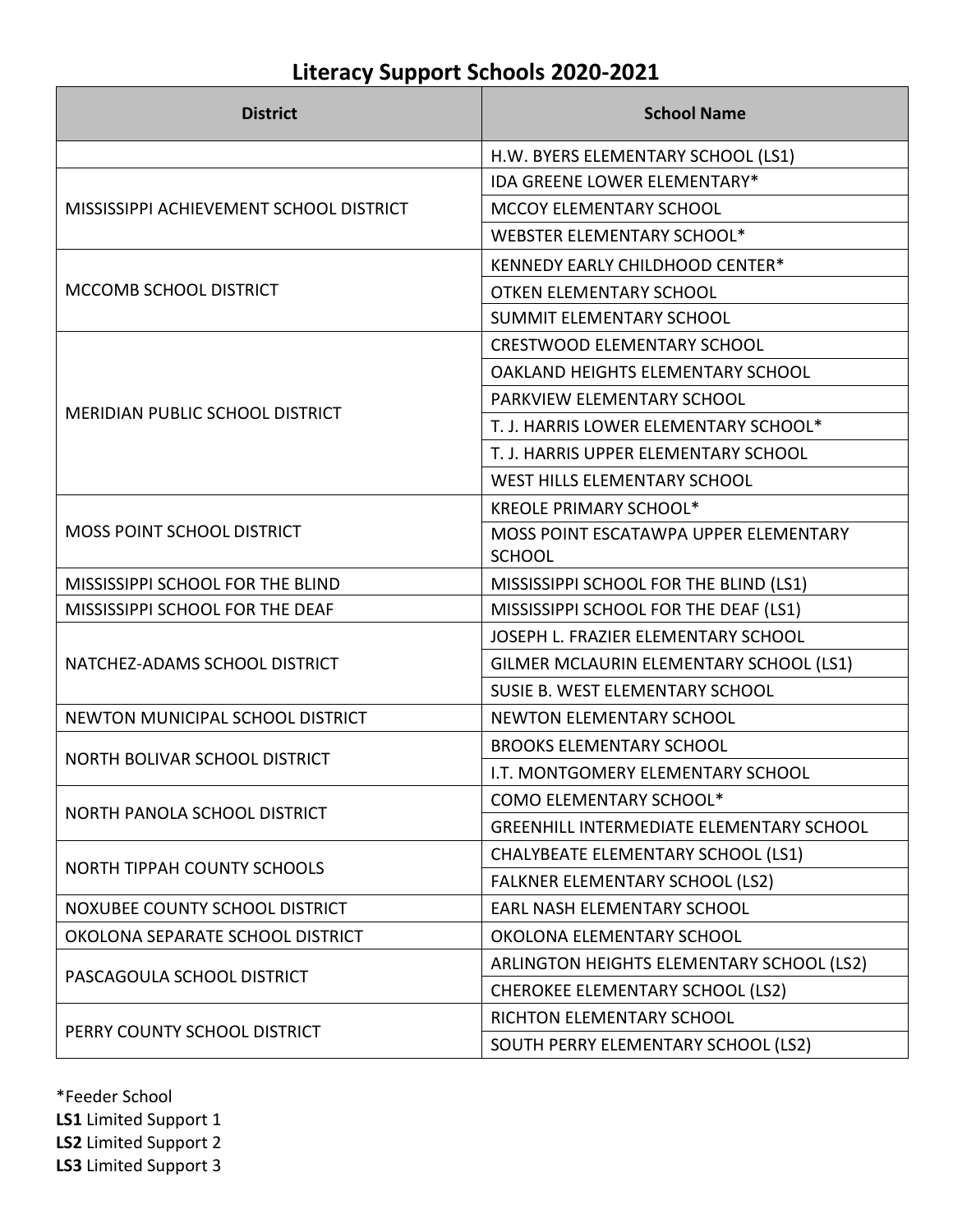# Literacy Support Schools 2020-2021

| District | School Name |
|---|---|
| | H.W. BYERS ELEMENTARY SCHOOL (LS1) |
| MISSISSIPPI ACHIEVEMENT SCHOOL DISTRICT | IDA GREENE LOWER ELEMENTARY* |
| | MCCOY ELEMENTARY SCHOOL |
| | WEBSTER ELEMENTARY SCHOOL* |
| MCCOMB SCHOOL DISTRICT | KENNEDY EARLY CHILDHOOD CENTER* |
| | OTKEN ELEMENTARY SCHOOL |
| | SUMMIT ELEMENTARY SCHOOL |
| MERIDIAN PUBLIC SCHOOL DISTRICT | CRESTWOOD ELEMENTARY SCHOOL |
| | OAKLAND HEIGHTS ELEMENTARY SCHOOL |
| | PARKVIEW ELEMENTARY SCHOOL |
| | T. J. HARRIS LOWER ELEMENTARY SCHOOL* |
| | T. J. HARRIS UPPER ELEMENTARY SCHOOL |
| | WEST HILLS ELEMENTARY SCHOOL |
| MOSS POINT SCHOOL DISTRICT | KREOLE PRIMARY SCHOOL* |
| | MOSS POINT ESCATAWPA UPPER ELEMENTARY SCHOOL |
| MISSISSIPPI SCHOOL FOR THE BLIND | MISSISSIPPI SCHOOL FOR THE BLIND (LS1) |
| MISSISSIPPI SCHOOL FOR THE DEAF | MISSISSIPPI SCHOOL FOR THE DEAF (LS1) |
| NATCHEZ-ADAMS SCHOOL DISTRICT | JOSEPH L. FRAZIER ELEMENTARY SCHOOL |
| | GILMER MCLAURIN ELEMENTARY SCHOOL (LS1) |
| | SUSIE B. WEST ELEMENTARY SCHOOL |
| NEWTON MUNICIPAL SCHOOL DISTRICT | NEWTON ELEMENTARY SCHOOL |
| NORTH BOLIVAR SCHOOL DISTRICT | BROOKS ELEMENTARY SCHOOL |
| | I.T. MONTGOMERY ELEMENTARY SCHOOL |
| NORTH PANOLA SCHOOL DISTRICT | COMO ELEMENTARY SCHOOL* |
| | GREENHILL INTERMEDIATE ELEMENTARY SCHOOL |
| NORTH TIPPAH COUNTY SCHOOLS | CHALYBEATE ELEMENTARY SCHOOL (LS1) |
| | FALKNER ELEMENTARY SCHOOL (LS2) |
| NOXUBEE COUNTY SCHOOL DISTRICT | EARL NASH ELEMENTARY SCHOOL |
| OKOLONA SEPARATE SCHOOL DISTRICT | OKOLONA ELEMENTARY SCHOOL |
| PASCAGOULA SCHOOL DISTRICT | ARLINGTON HEIGHTS ELEMENTARY SCHOOL (LS2) |
| | CHEROKEE ELEMENTARY SCHOOL (LS2) |
| PERRY COUNTY SCHOOL DISTRICT | RICHTON ELEMENTARY SCHOOL |
| | SOUTH PERRY ELEMENTARY SCHOOL (LS2) |

*Feeder School
**LS1** Limited Support 1
**LS2** Limited Support 2
**LS3** Limited Support 3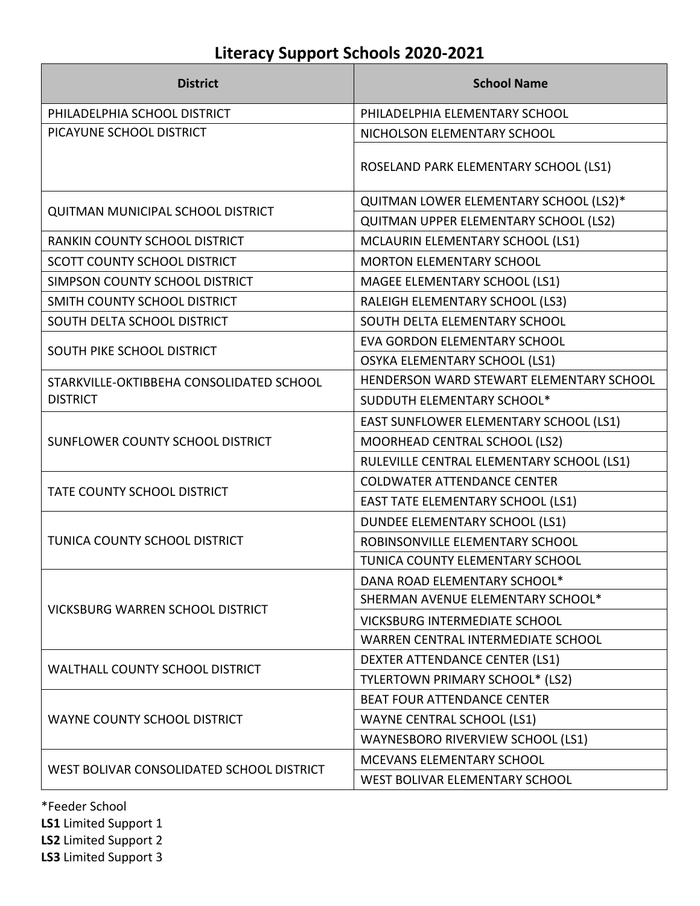## Literacy Support Schools 2020-2021

| District | School Name |
|---|---|
| PHILADELPHIA SCHOOL DISTRICT | PHILADELPHIA ELEMENTARY SCHOOL |
| PICAYUNE SCHOOL DISTRICT | NICHOLSON ELEMENTARY SCHOOL |
| | ROSELAND PARK ELEMENTARY SCHOOL (LS1) |
| QUITMAN MUNICIPAL SCHOOL DISTRICT | QUITMAN LOWER ELEMENTARY SCHOOL (LS2)* |
| | QUITMAN UPPER ELEMENTARY SCHOOL (LS2) |
| RANKIN COUNTY SCHOOL DISTRICT | MCLAURIN ELEMENTARY SCHOOL (LS1) |
| SCOTT COUNTY SCHOOL DISTRICT | MORTON ELEMENTARY SCHOOL |
| SIMPSON COUNTY SCHOOL DISTRICT | MAGEE ELEMENTARY SCHOOL (LS1) |
| SMITH COUNTY SCHOOL DISTRICT | RALEIGH ELEMENTARY SCHOOL (LS3) |
| SOUTH DELTA SCHOOL DISTRICT | SOUTH DELTA ELEMENTARY SCHOOL |
| SOUTH PIKE SCHOOL DISTRICT | EVA GORDON ELEMENTARY SCHOOL |
| | OSYKA ELEMENTARY SCHOOL (LS1) |
| STARKVILLE-OKTIBBEHA CONSOLIDATED SCHOOL DISTRICT | HENDERSON WARD STEWART ELEMENTARY SCHOOL |
| | SUDDUTH ELEMENTARY SCHOOL* |
| SUNFLOWER COUNTY SCHOOL DISTRICT | EAST SUNFLOWER ELEMENTARY SCHOOL (LS1) |
| | MOORHEAD CENTRAL SCHOOL (LS2) |
| | RULEVILLE CENTRAL ELEMENTARY SCHOOL (LS1) |
| TATE COUNTY SCHOOL DISTRICT | COLDWATER ATTENDANCE CENTER |
| | EAST TATE ELEMENTARY SCHOOL (LS1) |
| TUNICA COUNTY SCHOOL DISTRICT | DUNDEE ELEMENTARY SCHOOL (LS1) |
| | ROBINSONVILLE ELEMENTARY SCHOOL |
| | TUNICA COUNTY ELEMENTARY SCHOOL |
| VICKSBURG WARREN SCHOOL DISTRICT | DANA ROAD ELEMENTARY SCHOOL* |
| | SHERMAN AVENUE ELEMENTARY SCHOOL* |
| | VICKSBURG INTERMEDIATE SCHOOL |
| | WARREN CENTRAL INTERMEDIATE SCHOOL |
| WALTHALL COUNTY SCHOOL DISTRICT | DEXTER ATTENDANCE CENTER (LS1) |
| | TYLERTOWN PRIMARY SCHOOL* (LS2) |
| WAYNE COUNTY SCHOOL DISTRICT | BEAT FOUR ATTENDANCE CENTER |
| | WAYNE CENTRAL SCHOOL (LS1) |
| | WAYNESBORO RIVERVIEW SCHOOL (LS1) |
| WEST BOLIVAR CONSOLIDATED SCHOOL DISTRICT | MCEVANS ELEMENTARY SCHOOL |
| | WEST BOLIVAR ELEMENTARY SCHOOL |

*Feeder School
**LS1** Limited Support 1
**LS2** Limited Support 2
**LS3** Limited Support 3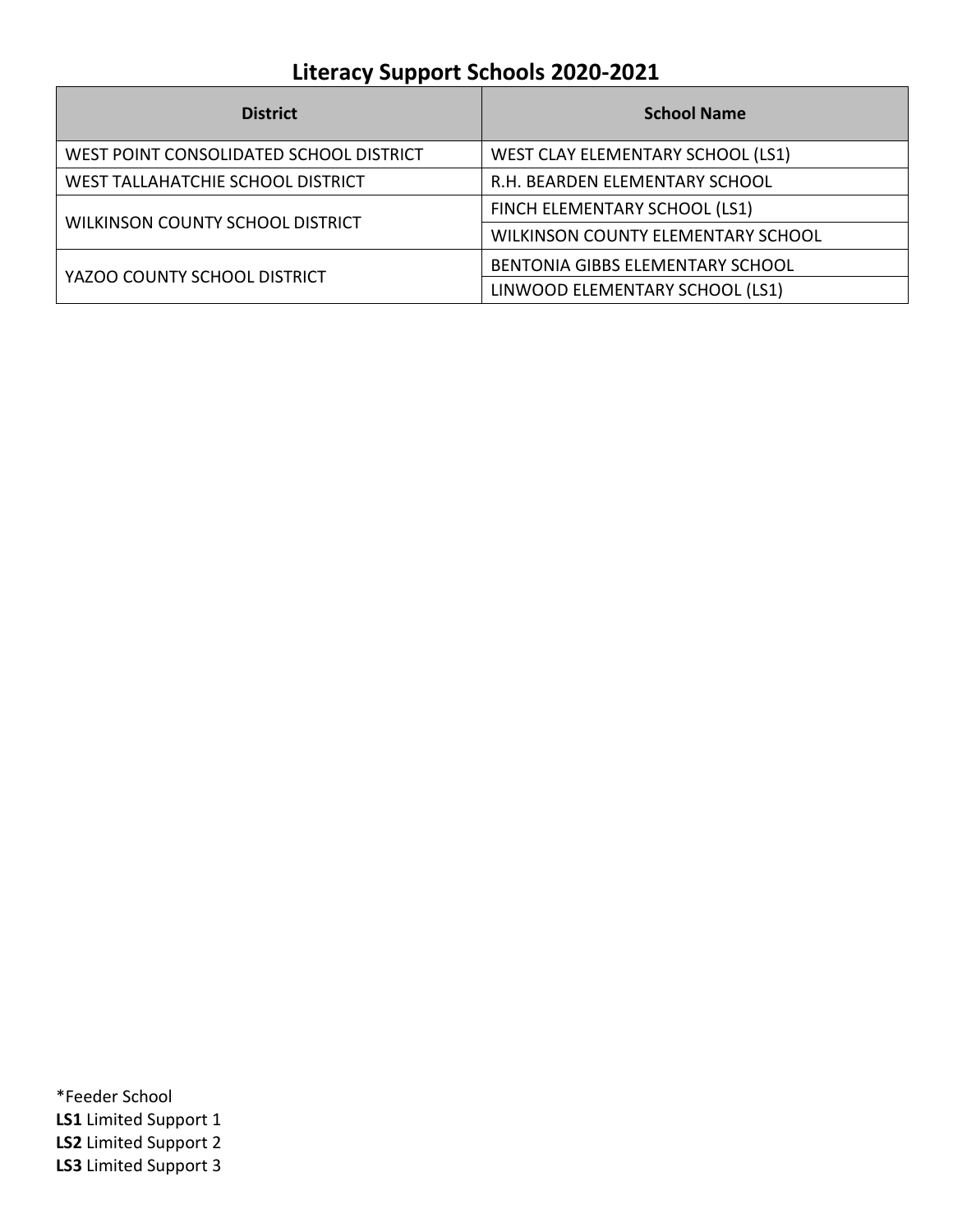# Literacy Support Schools 2020-2021

| District | School Name |
|---|---|
| WEST POINT CONSOLIDATED SCHOOL DISTRICT | WEST CLAY ELEMENTARY SCHOOL (LS1) |
| WEST TALLAHATCHIE SCHOOL DISTRICT | R.H. BEARDEN ELEMENTARY SCHOOL |
| WILKINSON COUNTY SCHOOL DISTRICT | FINCH ELEMENTARY SCHOOL (LS1) |
| | WILKINSON COUNTY ELEMENTARY SCHOOL |
| YAZOO COUNTY SCHOOL DISTRICT | BENTONIA GIBBS ELEMENTARY SCHOOL |
| | LINWOOD ELEMENTARY SCHOOL (LS1) |

*Feeder School
**LS1** Limited Support 1
**LS2** Limited Support 2
**LS3** Limited Support 3